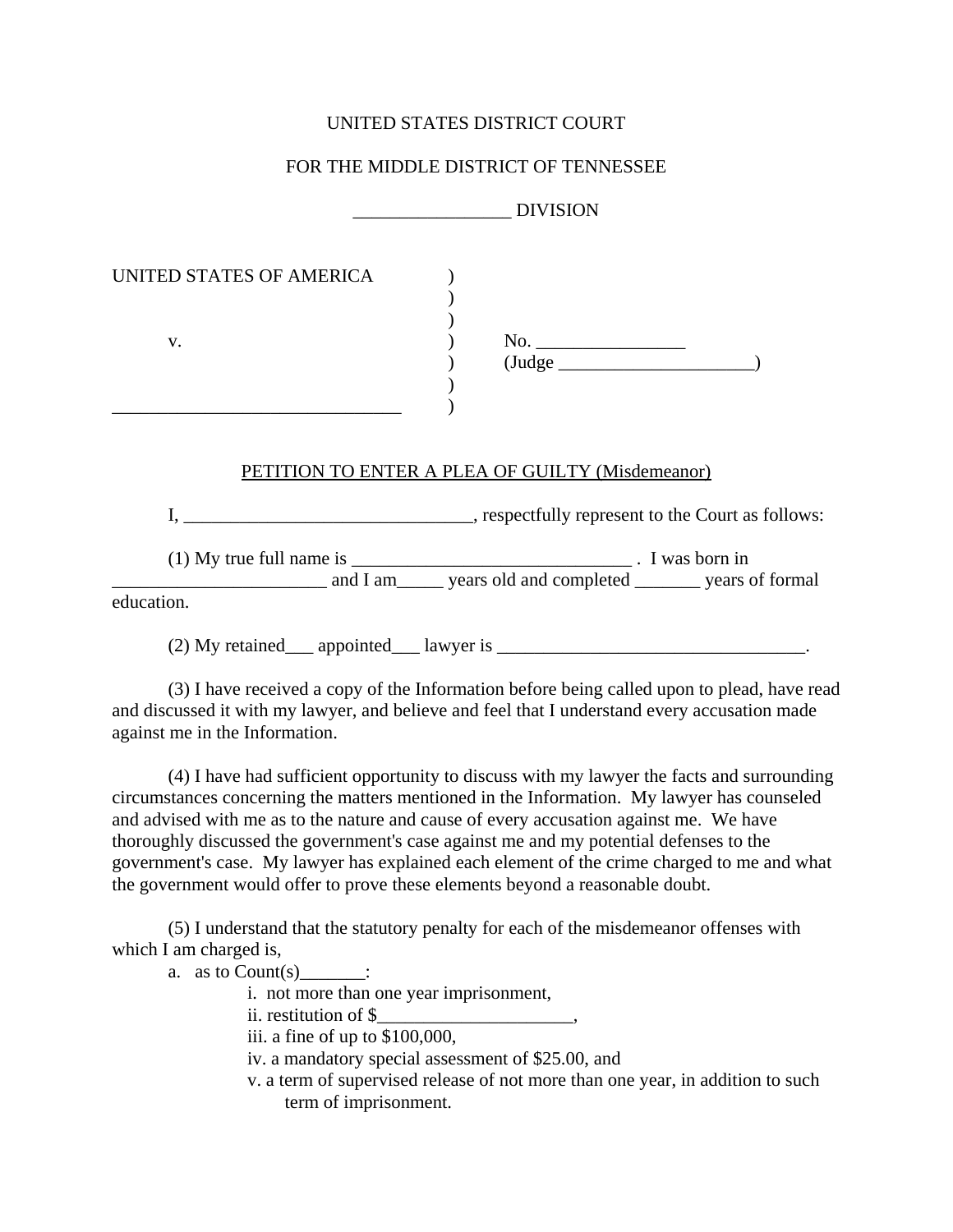UNITED STATES DISTRICT COURT

FOR THE MIDDLE DISTRICT OF TENNESSEE

_________________ DIVISION

UNITED STATES OF AMERICA )
)
)
v. ) No. ________________
) (Judge _____________________)
)
_______________________________ )

PETITION TO ENTER A PLEA OF GUILTY (Misdemeanor)

I, _______________________________, respectfully represent to the Court as follows:

(1) My true full name is _______________________________ . I was born in _______________________ and I am_____ years old and completed _______ years of formal education.

(2) My retained___ appointed___ lawyer is _________________________________.

(3) I have received a copy of the Information before being called upon to plead, have read and discussed it with my lawyer, and believe and feel that I understand every accusation made against me in the Information.

(4) I have had sufficient opportunity to discuss with my lawyer the facts and surrounding circumstances concerning the matters mentioned in the Information. My lawyer has counseled and advised with me as to the nature and cause of every accusation against me. We have thoroughly discussed the government's case against me and my potential defenses to the government's case. My lawyer has explained each element of the crime charged to me and what the government would offer to prove these elements beyond a reasonable doubt.

(5) I understand that the statutory penalty for each of the misdemeanor offenses with which I am charged is,

a. as to Count(s)_______:
  - i. not more than one year imprisonment,
  - ii. restitution of $_____________________,
  - iii. a fine of up to $100,000,
  - iv. a mandatory special assessment of $25.00, and
  - v. a term of supervised release of not more than one year, in addition to such term of imprisonment.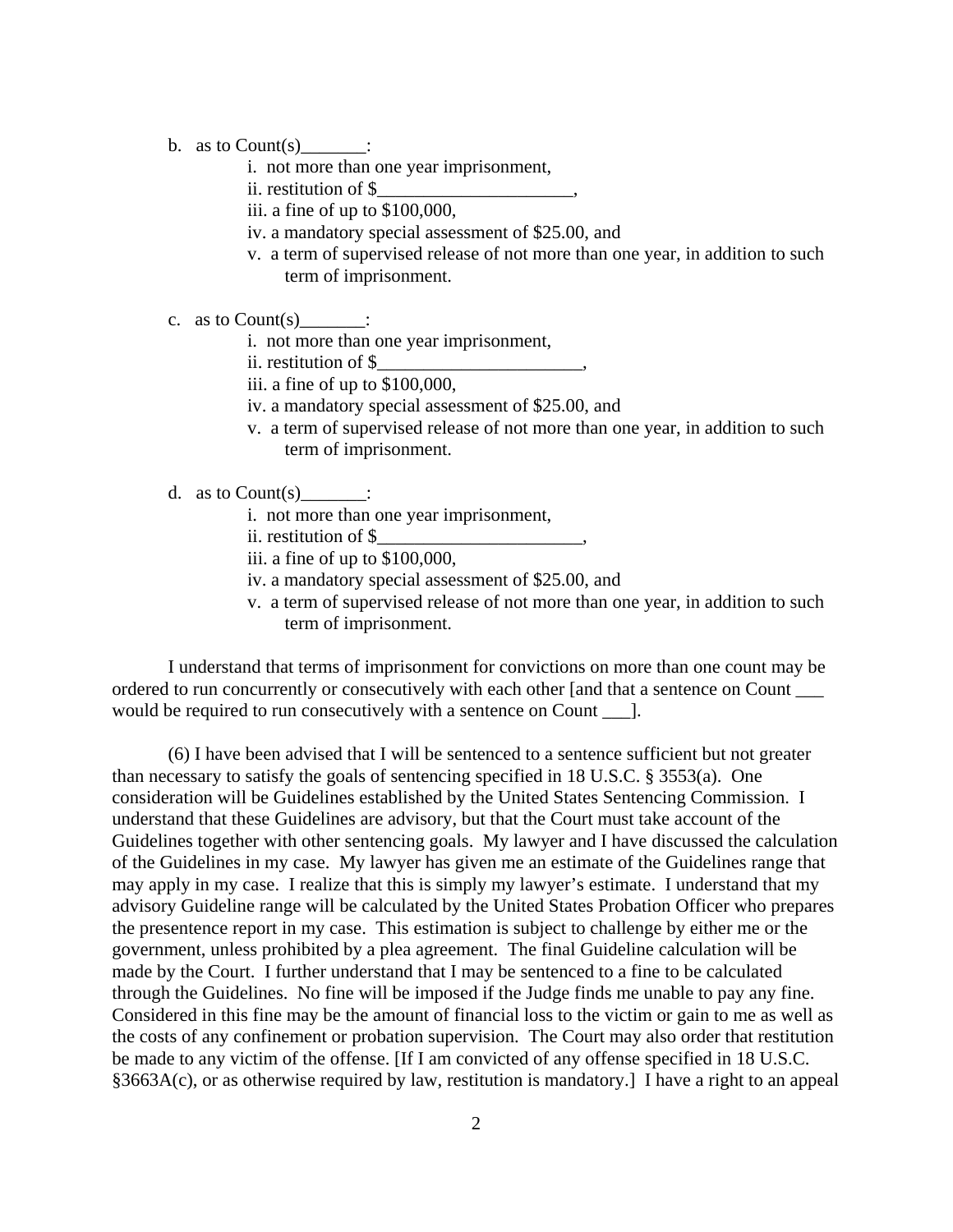b. as to Count(s)_______:

  i. not more than one year imprisonment,
  ii. restitution of $_____________________,
  iii. a fine of up to $100,000,
  iv. a mandatory special assessment of $25.00, and
  v. a term of supervised release of not more than one year, in addition to such term of imprisonment.

c. as to Count(s)_______:

  i. not more than one year imprisonment,
  ii. restitution of $______________________,
  iii. a fine of up to $100,000,
  iv. a mandatory special assessment of $25.00, and
  v. a term of supervised release of not more than one year, in addition to such term of imprisonment.

d. as to Count(s)_______:

  i. not more than one year imprisonment,
  ii. restitution of $______________________,
  iii. a fine of up to $100,000,
  iv. a mandatory special assessment of $25.00, and
  v. a term of supervised release of not more than one year, in addition to such term of imprisonment.

I understand that terms of imprisonment for convictions on more than one count may be ordered to run concurrently or consecutively with each other [and that a sentence on Count ___ would be required to run consecutively with a sentence on Count ___].

(6) I have been advised that I will be sentenced to a sentence sufficient but not greater than necessary to satisfy the goals of sentencing specified in 18 U.S.C. § 3553(a). One consideration will be Guidelines established by the United States Sentencing Commission. I understand that these Guidelines are advisory, but that the Court must take account of the Guidelines together with other sentencing goals. My lawyer and I have discussed the calculation of the Guidelines in my case. My lawyer has given me an estimate of the Guidelines range that may apply in my case. I realize that this is simply my lawyer's estimate. I understand that my advisory Guideline range will be calculated by the United States Probation Officer who prepares the presentence report in my case. This estimation is subject to challenge by either me or the government, unless prohibited by a plea agreement. The final Guideline calculation will be made by the Court. I further understand that I may be sentenced to a fine to be calculated through the Guidelines. No fine will be imposed if the Judge finds me unable to pay any fine. Considered in this fine may be the amount of financial loss to the victim or gain to me as well as the costs of any confinement or probation supervision. The Court may also order that restitution be made to any victim of the offense. [If I am convicted of any offense specified in 18 U.S.C. §3663A(c), or as otherwise required by law, restitution is mandatory.] I have a right to an appeal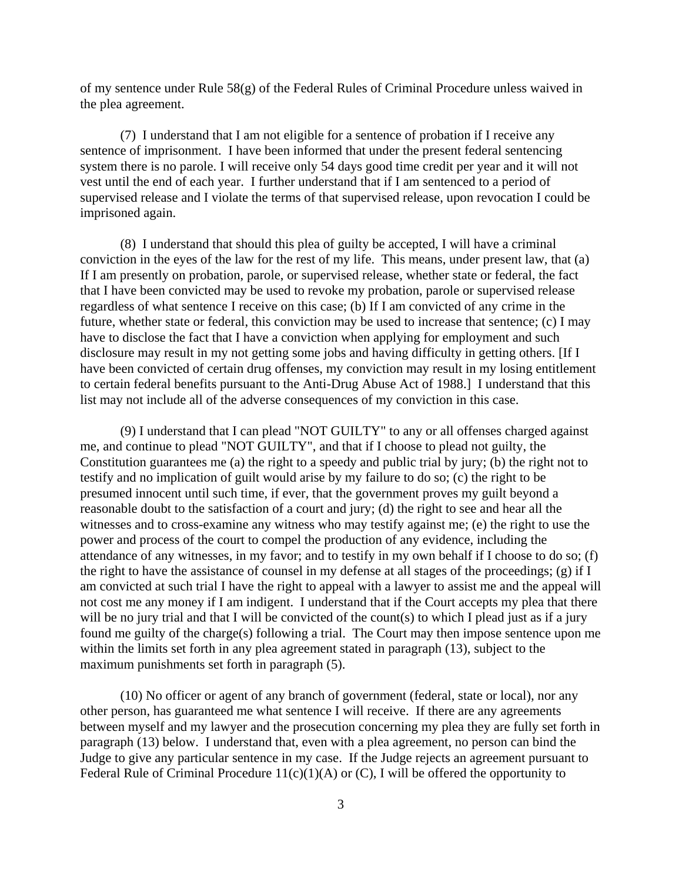of my sentence under Rule 58(g) of the Federal Rules of Criminal Procedure unless waived in the plea agreement.

(7) I understand that I am not eligible for a sentence of probation if I receive any sentence of imprisonment. I have been informed that under the present federal sentencing system there is no parole. I will receive only 54 days good time credit per year and it will not vest until the end of each year. I further understand that if I am sentenced to a period of supervised release and I violate the terms of that supervised release, upon revocation I could be imprisoned again.

(8) I understand that should this plea of guilty be accepted, I will have a criminal conviction in the eyes of the law for the rest of my life. This means, under present law, that (a) If I am presently on probation, parole, or supervised release, whether state or federal, the fact that I have been convicted may be used to revoke my probation, parole or supervised release regardless of what sentence I receive on this case; (b) If I am convicted of any crime in the future, whether state or federal, this conviction may be used to increase that sentence; (c) I may have to disclose the fact that I have a conviction when applying for employment and such disclosure may result in my not getting some jobs and having difficulty in getting others. [If I have been convicted of certain drug offenses, my conviction may result in my losing entitlement to certain federal benefits pursuant to the Anti-Drug Abuse Act of 1988.] I understand that this list may not include all of the adverse consequences of my conviction in this case.

(9) I understand that I can plead "NOT GUILTY" to any or all offenses charged against me, and continue to plead "NOT GUILTY", and that if I choose to plead not guilty, the Constitution guarantees me (a) the right to a speedy and public trial by jury; (b) the right not to testify and no implication of guilt would arise by my failure to do so; (c) the right to be presumed innocent until such time, if ever, that the government proves my guilt beyond a reasonable doubt to the satisfaction of a court and jury; (d) the right to see and hear all the witnesses and to cross-examine any witness who may testify against me; (e) the right to use the power and process of the court to compel the production of any evidence, including the attendance of any witnesses, in my favor; and to testify in my own behalf if I choose to do so; (f) the right to have the assistance of counsel in my defense at all stages of the proceedings; (g) if I am convicted at such trial I have the right to appeal with a lawyer to assist me and the appeal will not cost me any money if I am indigent. I understand that if the Court accepts my plea that there will be no jury trial and that I will be convicted of the count(s) to which I plead just as if a jury found me guilty of the charge(s) following a trial. The Court may then impose sentence upon me within the limits set forth in any plea agreement stated in paragraph (13), subject to the maximum punishments set forth in paragraph (5).

(10) No officer or agent of any branch of government (federal, state or local), nor any other person, has guaranteed me what sentence I will receive. If there are any agreements between myself and my lawyer and the prosecution concerning my plea they are fully set forth in paragraph (13) below. I understand that, even with a plea agreement, no person can bind the Judge to give any particular sentence in my case. If the Judge rejects an agreement pursuant to Federal Rule of Criminal Procedure 11(c)(1)(A) or (C), I will be offered the opportunity to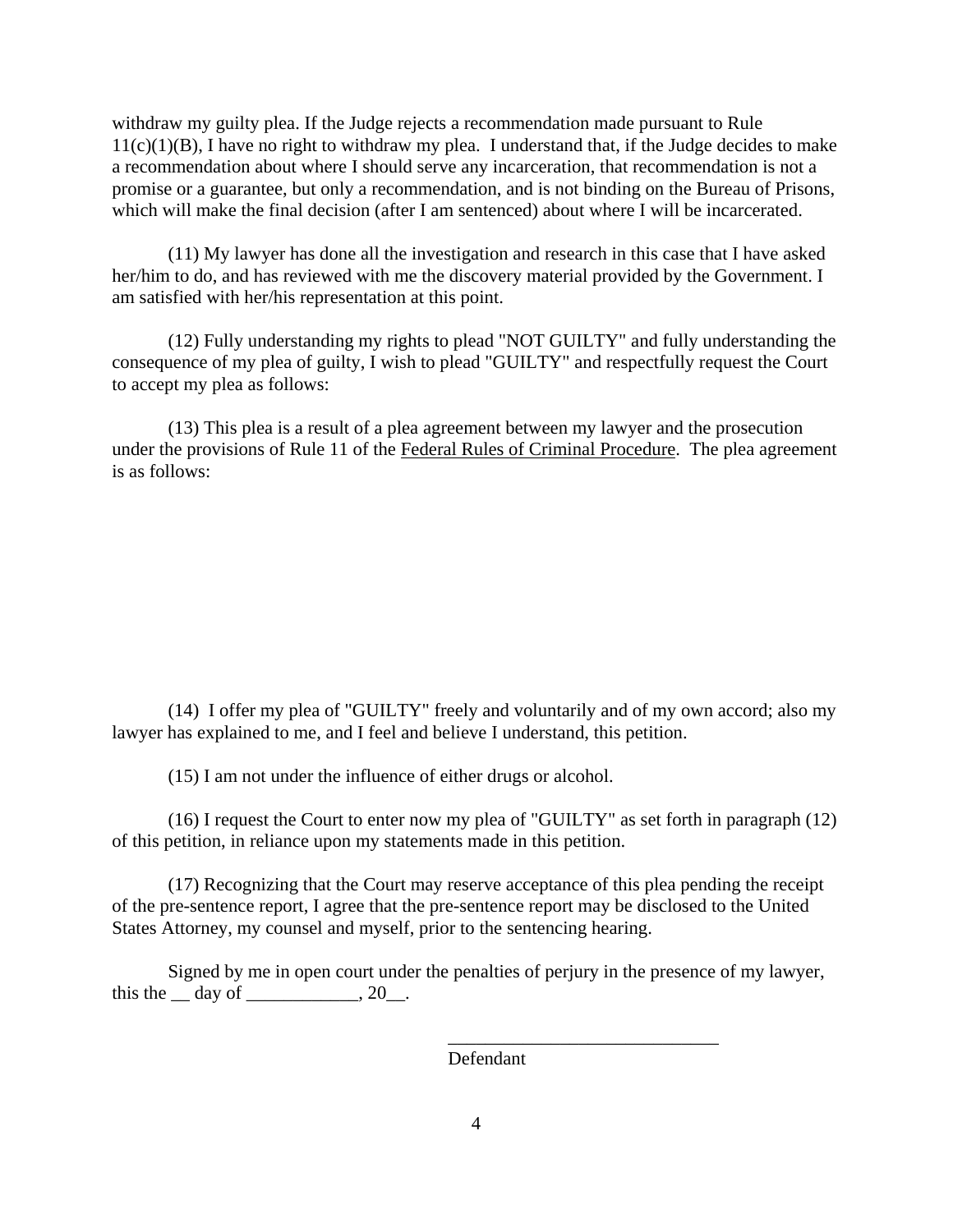withdraw my guilty plea. If the Judge rejects a recommendation made pursuant to Rule 11(c)(1)(B), I have no right to withdraw my plea. I understand that, if the Judge decides to make a recommendation about where I should serve any incarceration, that recommendation is not a promise or a guarantee, but only a recommendation, and is not binding on the Bureau of Prisons, which will make the final decision (after I am sentenced) about where I will be incarcerated.

(11) My lawyer has done all the investigation and research in this case that I have asked her/him to do, and has reviewed with me the discovery material provided by the Government. I am satisfied with her/his representation at this point.

(12) Fully understanding my rights to plead "NOT GUILTY" and fully understanding the consequence of my plea of guilty, I wish to plead "GUILTY" and respectfully request the Court to accept my plea as follows:

(13) This plea is a result of a plea agreement between my lawyer and the prosecution under the provisions of Rule 11 of the <u>Federal Rules of Criminal Procedure</u>. The plea agreement is as follows:

(14) I offer my plea of "GUILTY" freely and voluntarily and of my own accord; also my lawyer has explained to me, and I feel and believe I understand, this petition.

(15) I am not under the influence of either drugs or alcohol.

(16) I request the Court to enter now my plea of "GUILTY" as set forth in paragraph (12) of this petition, in reliance upon my statements made in this petition.

(17) Recognizing that the Court may reserve acceptance of this plea pending the receipt of the pre-sentence report, I agree that the pre-sentence report may be disclosed to the United States Attorney, my counsel and myself, prior to the sentencing hearing.

Signed by me in open court under the penalties of perjury in the presence of my lawyer, this the __ day of ____________, 20__.

_____________________________
Defendant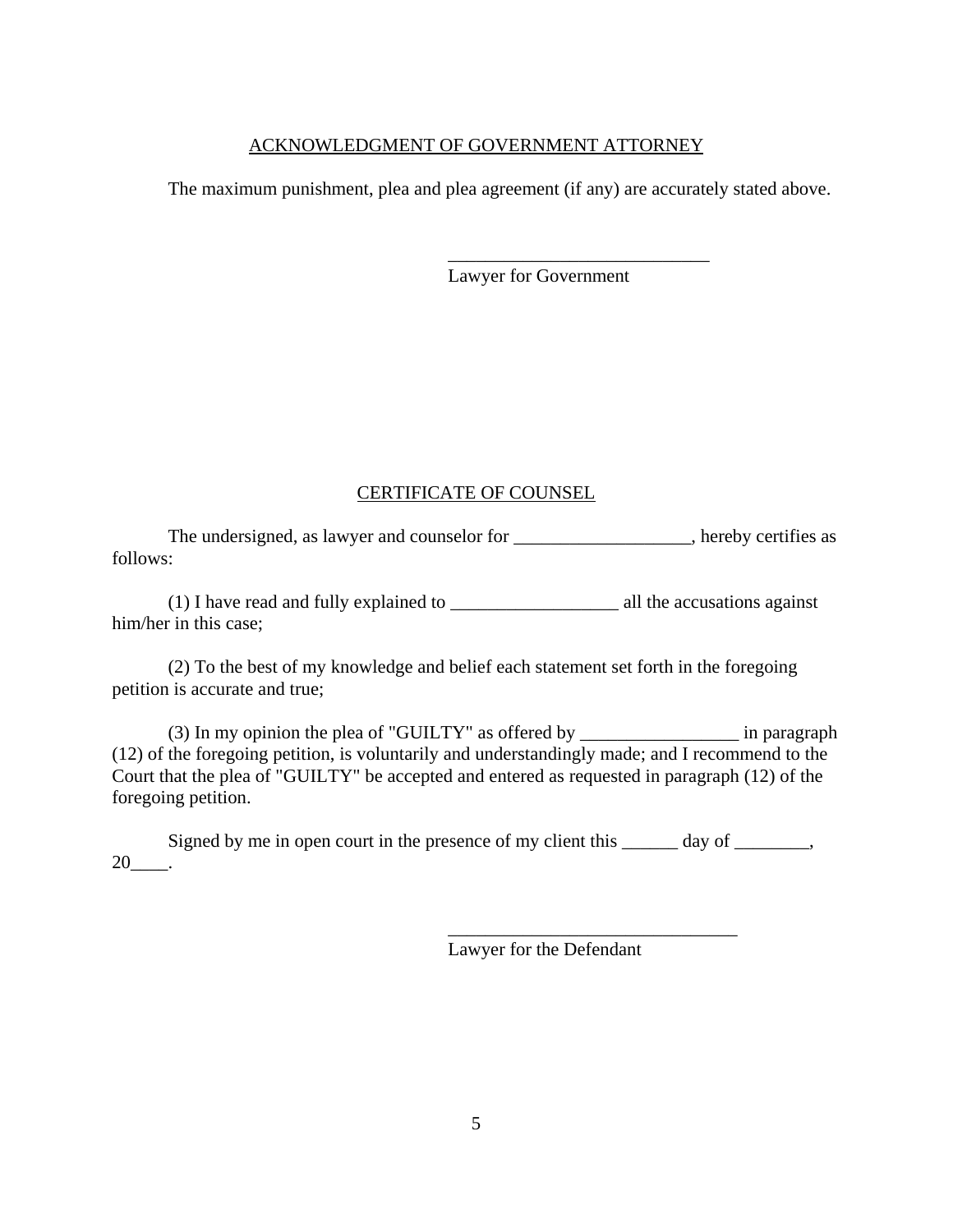## ACKNOWLEDGMENT OF GOVERNMENT ATTORNEY

The maximum punishment, plea and plea agreement (if any) are accurately stated above.

_____________________________
Lawyer for Government

## CERTIFICATE OF COUNSEL

The undersigned, as lawyer and counselor for ___________________, hereby certifies as follows:

(1) I have read and fully explained to __________________ all the accusations against him/her in this case;

(2) To the best of my knowledge and belief each statement set forth in the foregoing petition is accurate and true;

(3) In my opinion the plea of "GUILTY" as offered by _________________ in paragraph (12) of the foregoing petition, is voluntarily and understandingly made; and I recommend to the Court that the plea of "GUILTY" be accepted and entered as requested in paragraph (12) of the foregoing petition.

Signed by me in open court in the presence of my client this ______ day of ________, 20____.

________________________________
Lawyer for the Defendant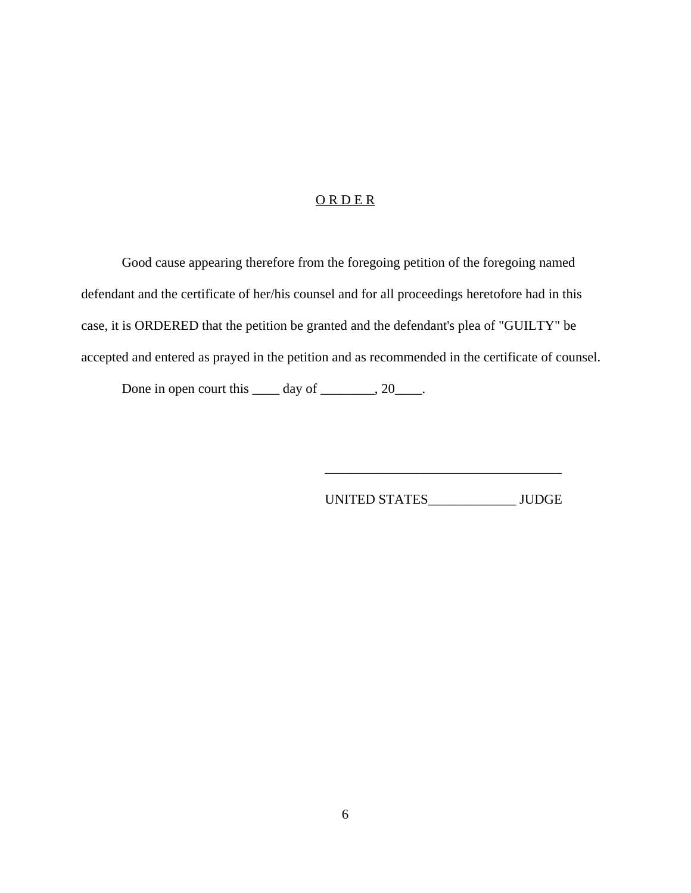# O R D E R

Good cause appearing therefore from the foregoing petition of the foregoing named defendant and the certificate of her/his counsel and for all proceedings heretofore had in this case, it is ORDERED that the petition be granted and the defendant's plea of "GUILTY" be accepted and entered as prayed in the petition and as recommended in the certificate of counsel.

Done in open court this ____ day of ________, 20____.

___________________________________

UNITED STATES_____________ JUDGE